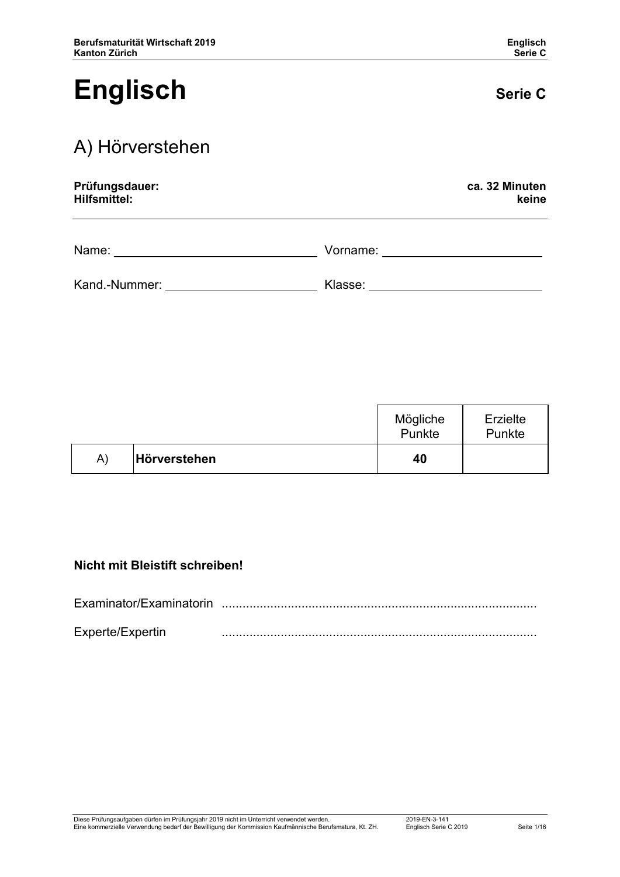# Englisch

**Serie C**

## A) Hörverstehen

**Prüfungsdauer:** **ca. 32 Minuten**
**Hilfsmittel:** **keine**

---

Name: ______________________________ Vorname: ______________________________

Kand.-Nummer: ______________________________ Klasse: ______________________________

| | | Mögliche Punkte | Erzielte Punkte |
|---|---|---|---|
| A) | **Hörverstehen** | **40** | |

**Nicht mit Bleistift schreiben!**

Examinator/Examinatorin ..........................................................................................

Experte/Expertin ..........................................................................................

Diese Prüfungsaufgaben dürfen im Prüfungsjahr 2019 nicht im Unterricht verwendet werden.
Eine kommerzielle Verwendung bedarf der Bewilligung der Kommission Kaufmännische Berufsmatura, Kt. ZH.

2019-EN-3-141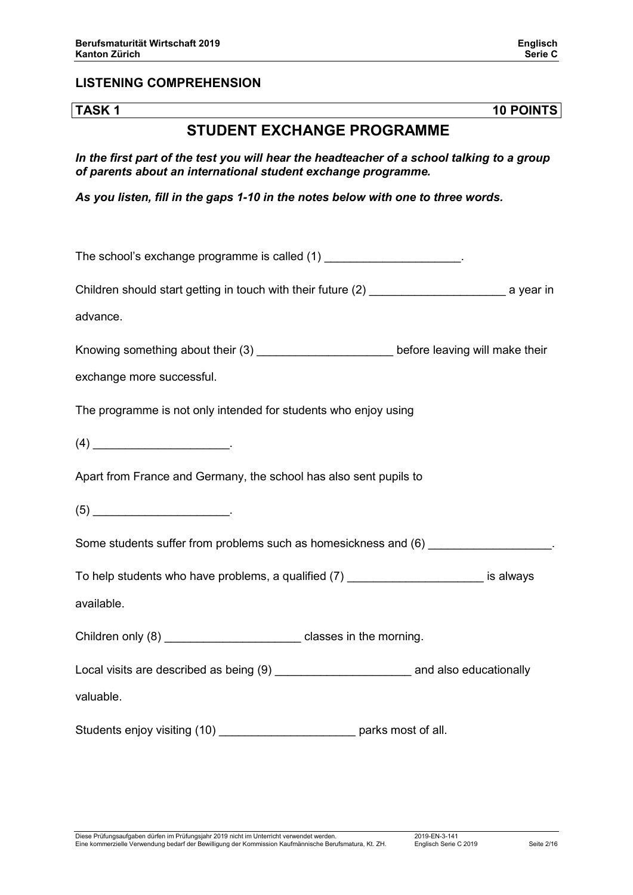## LISTENING COMPREHENSION

**TASK 1** **10 POINTS**

# STUDENT EXCHANGE PROGRAMME

***In the first part of the test you will hear the headteacher of a school talking to a group of parents about an international student exchange programme.***

***As you listen, fill in the gaps 1-10 in the notes below with one to three words.***

The school's exchange programme is called (1) ____________________.

Children should start getting in touch with their future (2) ____________________ a year in advance.

Knowing something about their (3) ____________________ before leaving will make their exchange more successful.

The programme is not only intended for students who enjoy using

(4) ____________________.

Apart from France and Germany, the school has also sent pupils to

(5) ____________________.

Some students suffer from problems such as homesickness and (6) __________________.

To help students who have problems, a qualified (7) ____________________ is always available.

Children only (8) ____________________ classes in the morning.

Local visits are described as being (9) ____________________ and also educationally valuable.

Students enjoy visiting (10) ____________________ parks most of all.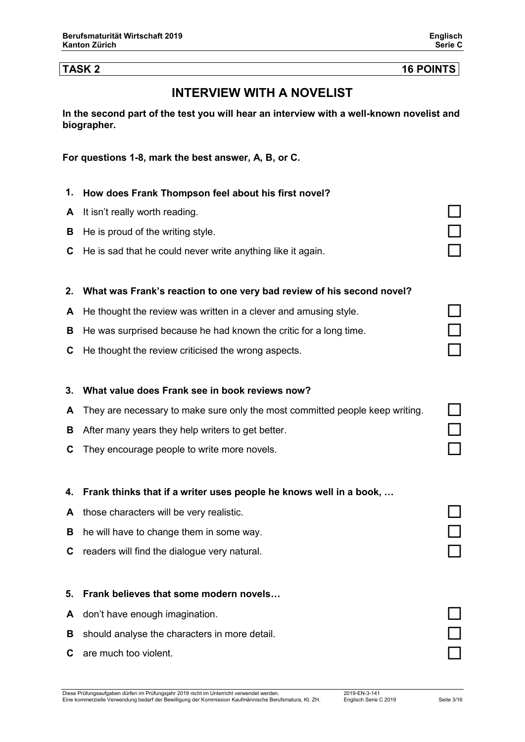**TASK 2** **16 POINTS**

## INTERVIEW WITH A NOVELIST

**In the second part of the test you will hear an interview with a well-known novelist and biographer.**

**For questions 1-8, mark the best answer, A, B, or C.**

**1. How does Frank Thompson feel about his first novel?**

**A** It isn't really worth reading. ☐

**B** He is proud of the writing style. ☐

**C** He is sad that he could never write anything like it again. ☐

**2. What was Frank's reaction to one very bad review of his second novel?**

**A** He thought the review was written in a clever and amusing style. ☐

**B** He was surprised because he had known the critic for a long time. ☐

**C** He thought the review criticised the wrong aspects. ☐

**3. What value does Frank see in book reviews now?**

**A** They are necessary to make sure only the most committed people keep writing. ☐

**B** After many years they help writers to get better. ☐

**C** They encourage people to write more novels. ☐

**4. Frank thinks that if a writer uses people he knows well in a book, …**

**A** those characters will be very realistic. ☐

**B** he will have to change them in some way. ☐

**C** readers will find the dialogue very natural. ☐

**5. Frank believes that some modern novels…**

**A** don't have enough imagination. ☐

**B** should analyse the characters in more detail. ☐

**C** are much too violent. ☐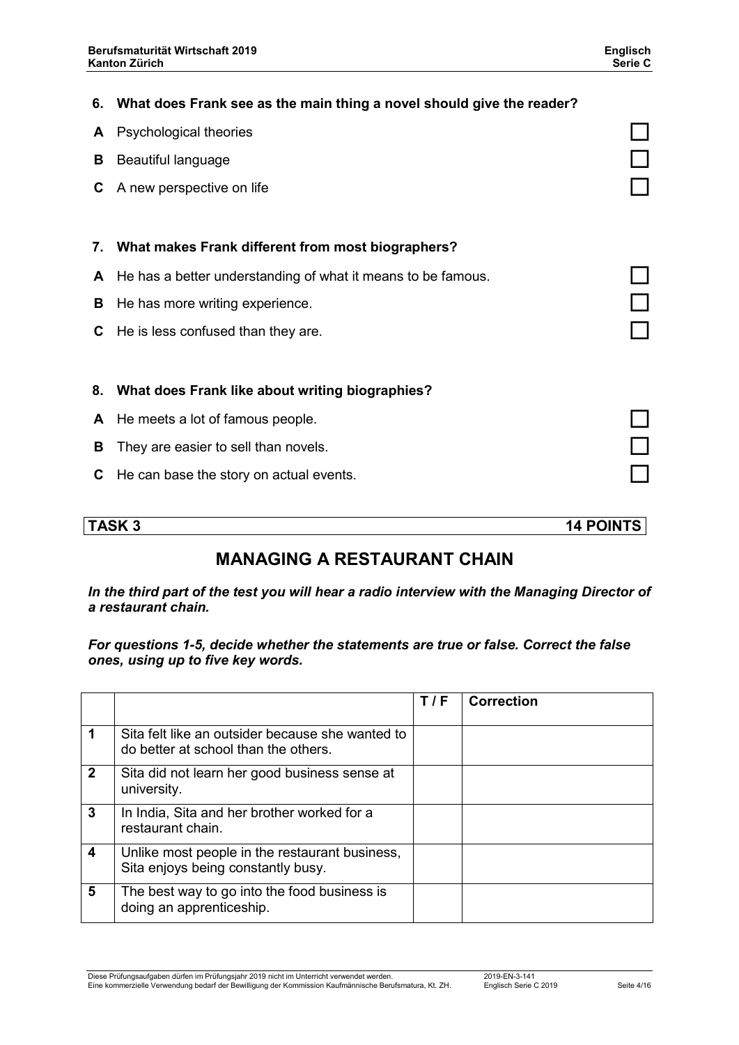**6. What does Frank see as the main thing a novel should give the reader?**

- **A** Psychological theories ☐
- **B** Beautiful language ☐
- **C** A new perspective on life ☐

**7. What makes Frank different from most biographers?**

- **A** He has a better understanding of what it means to be famous. ☐
- **B** He has more writing experience. ☐
- **C** He is less confused than they are. ☐

**8. What does Frank like about writing biographies?**

- **A** He meets a lot of famous people. ☐
- **B** They are easier to sell than novels. ☐
- **C** He can base the story on actual events. ☐

## TASK 3 — 14 POINTS

# MANAGING A RESTAURANT CHAIN

***In the third part of the test you will hear a radio interview with the Managing Director of a restaurant chain.***

***For questions 1-5, decide whether the statements are true or false. Correct the false ones, using up to five key words.***

| | | T / F | Correction |
|---|---|---|---|
| 1 | Sita felt like an outsider because she wanted to do better at school than the others. | | |
| 2 | Sita did not learn her good business sense at university. | | |
| 3 | In India, Sita and her brother worked for a restaurant chain. | | |
| 4 | Unlike most people in the restaurant business, Sita enjoys being constantly busy. | | |
| 5 | The best way to go into the food business is doing an apprenticeship. | | |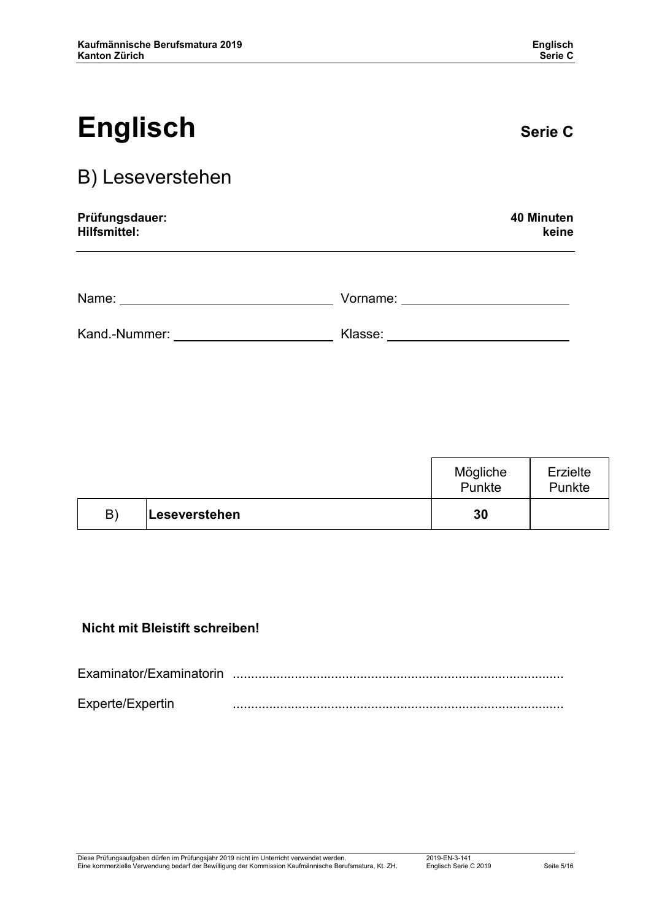# Englisch

**Serie C**

## B) Leseverstehen

**Prüfungsdauer:** **40 Minuten**
**Hilfsmittel:** **keine**

Name: ______________________________ Vorname: ______________________

Kand.-Nummer: ______________________ Klasse: ________________________

| | | Mögliche Punkte | Erzielte Punkte |
|---|---|---|---|
| B) | **Leseverstehen** | **30** | |

**Nicht mit Bleistift schreiben!**

Examinator/Examinatorin ..........................................................................................

Experte/Expertin ..........................................................................................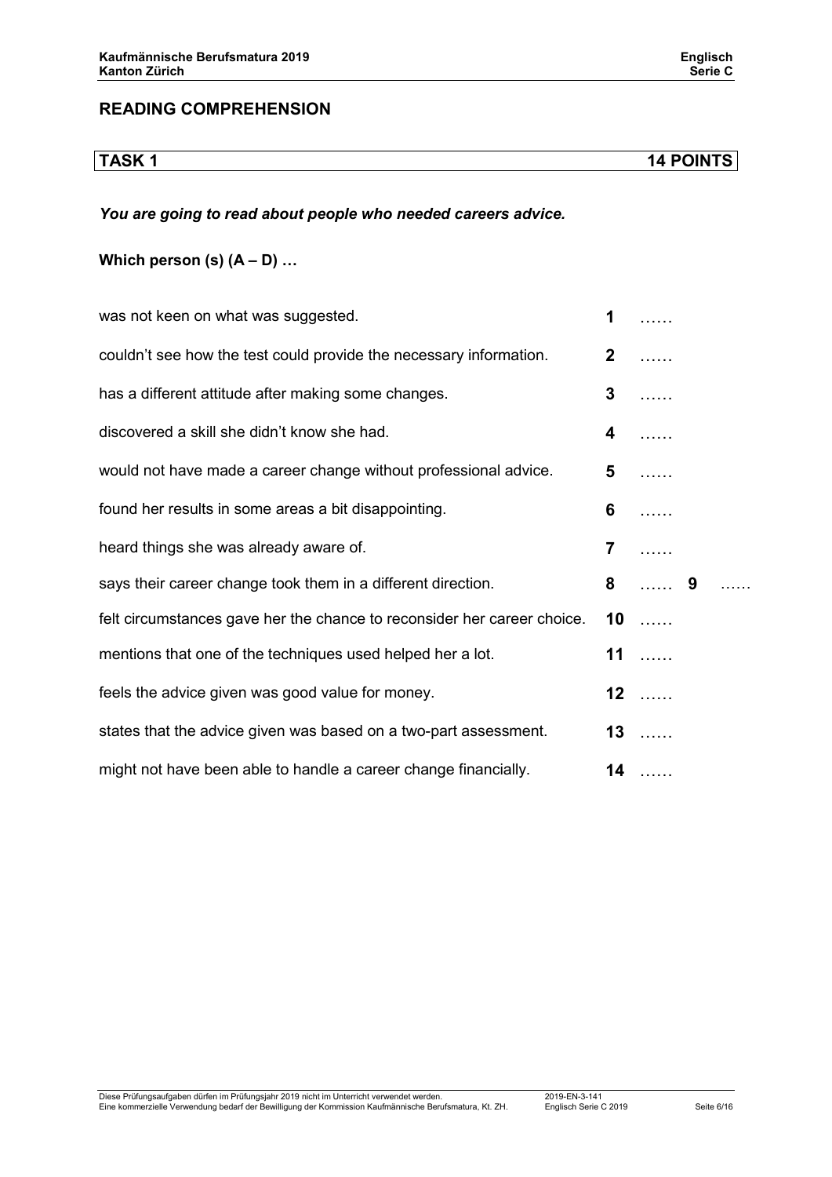## READING COMPREHENSION

| TASK 1 | 14 POINTS |
|---|---|

***You are going to read about people who needed careers advice.***

**Which person (s) (A – D) …**

| | | |
|---|---|---|
| was not keen on what was suggested. | **1** | …… |
| couldn't see how the test could provide the necessary information. | **2** | …… |
| has a different attitude after making some changes. | **3** | …… |
| discovered a skill she didn't know she had. | **4** | …… |
| would not have made a career change without professional advice. | **5** | …… |
| found her results in some areas a bit disappointing. | **6** | …… |
| heard things she was already aware of. | **7** | …… |
| says their career change took them in a different direction. | **8** | …… **9** …… |
| felt circumstances gave her the chance to reconsider her career choice. | **10** | …… |
| mentions that one of the techniques used helped her a lot. | **11** | …… |
| feels the advice given was good value for money. | **12** | …… |
| states that the advice given was based on a two-part assessment. | **13** | …… |
| might not have been able to handle a career change financially. | **14** | …… |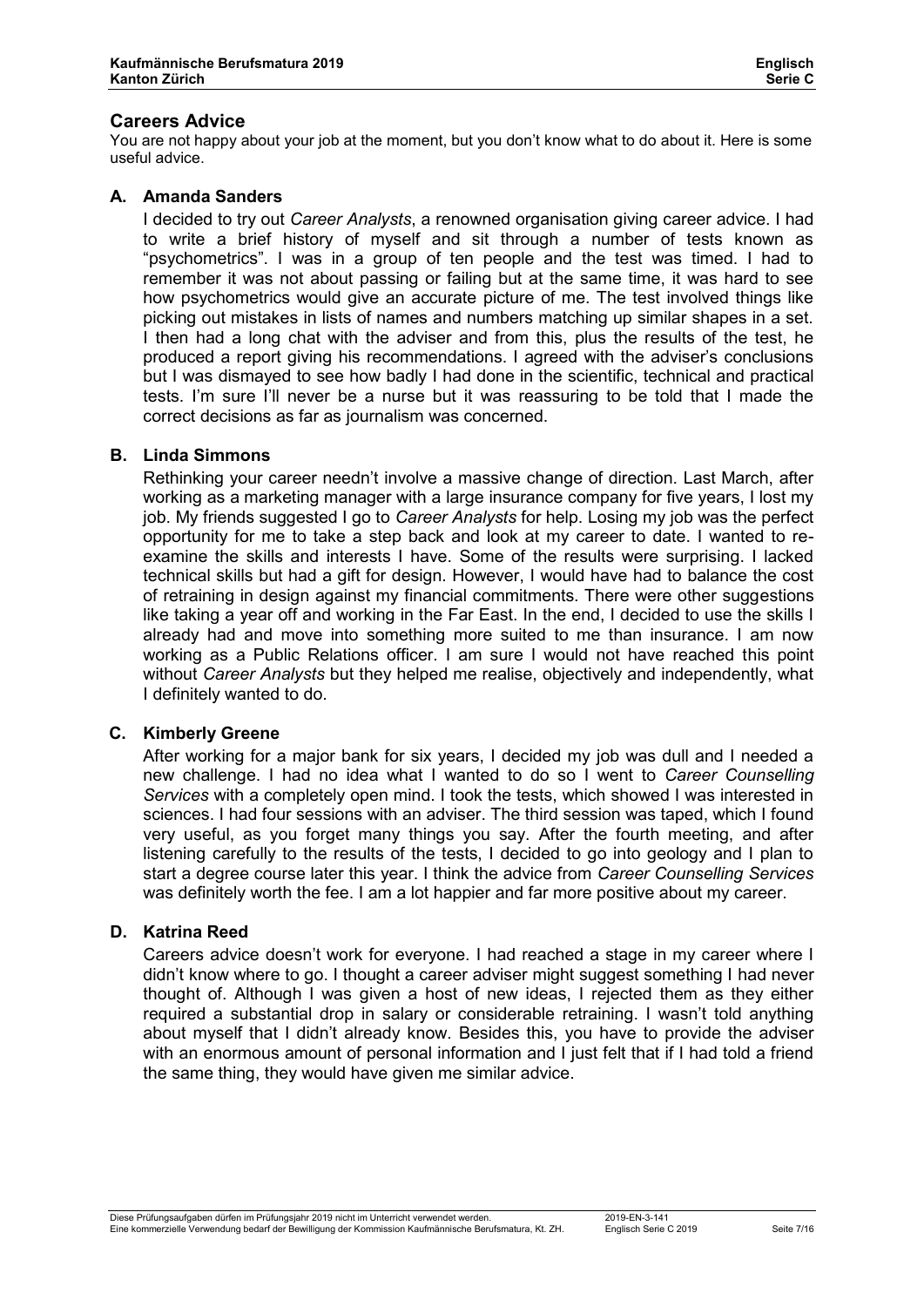## Careers Advice

You are not happy about your job at the moment, but you don't know what to do about it. Here is some useful advice.

### A. Amanda Sanders

I decided to try out *Career Analysts*, a renowned organisation giving career advice. I had to write a brief history of myself and sit through a number of tests known as "psychometrics". I was in a group of ten people and the test was timed. I had to remember it was not about passing or failing but at the same time, it was hard to see how psychometrics would give an accurate picture of me. The test involved things like picking out mistakes in lists of names and numbers matching up similar shapes in a set. I then had a long chat with the adviser and from this, plus the results of the test, he produced a report giving his recommendations. I agreed with the adviser's conclusions but I was dismayed to see how badly I had done in the scientific, technical and practical tests. I'm sure I'll never be a nurse but it was reassuring to be told that I made the correct decisions as far as journalism was concerned.

### B. Linda Simmons

Rethinking your career needn't involve a massive change of direction. Last March, after working as a marketing manager with a large insurance company for five years, I lost my job. My friends suggested I go to *Career Analysts* for help. Losing my job was the perfect opportunity for me to take a step back and look at my career to date. I wanted to re-examine the skills and interests I have. Some of the results were surprising. I lacked technical skills but had a gift for design. However, I would have had to balance the cost of retraining in design against my financial commitments. There were other suggestions like taking a year off and working in the Far East. In the end, I decided to use the skills I already had and move into something more suited to me than insurance. I am now working as a Public Relations officer. I am sure I would not have reached this point without *Career Analysts* but they helped me realise, objectively and independently, what I definitely wanted to do.

### C. Kimberly Greene

After working for a major bank for six years, I decided my job was dull and I needed a new challenge. I had no idea what I wanted to do so I went to *Career Counselling Services* with a completely open mind. I took the tests, which showed I was interested in sciences. I had four sessions with an adviser. The third session was taped, which I found very useful, as you forget many things you say. After the fourth meeting, and after listening carefully to the results of the tests, I decided to go into geology and I plan to start a degree course later this year. I think the advice from *Career Counselling Services* was definitely worth the fee. I am a lot happier and far more positive about my career.

### D. Katrina Reed

Careers advice doesn't work for everyone. I had reached a stage in my career where I didn't know where to go. I thought a career adviser might suggest something I had never thought of. Although I was given a host of new ideas, I rejected them as they either required a substantial drop in salary or considerable retraining. I wasn't told anything about myself that I didn't already know. Besides this, you have to provide the adviser with an enormous amount of personal information and I just felt that if I had told a friend the same thing, they would have given me similar advice.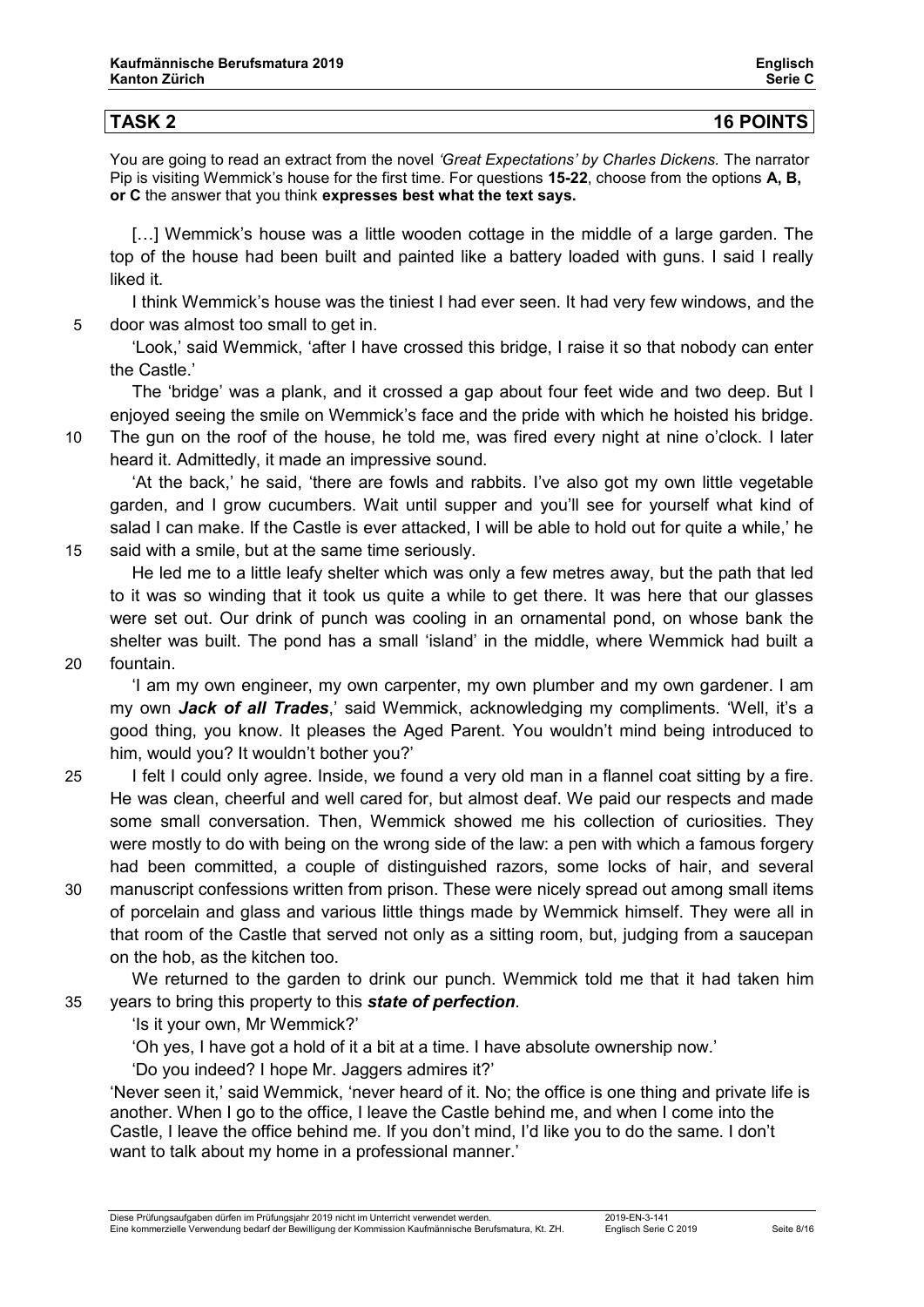## TASK 2 — 16 POINTS

You are going to read an extract from the novel *'Great Expectations' by Charles Dickens.* The narrator Pip is visiting Wemmick's house for the first time. For questions **15-22**, choose from the options **A, B, or C** the answer that you think **expresses best what the text says.**

[…] Wemmick's house was a little wooden cottage in the middle of a large garden. The top of the house had been built and painted like a battery loaded with guns. I said I really liked it.

I think Wemmick's house was the tiniest I had ever seen. It had very few windows, and the door was almost too small to get in. (5)

'Look,' said Wemmick, 'after I have crossed this bridge, I raise it so that nobody can enter the Castle.'

The 'bridge' was a plank, and it crossed a gap about four feet wide and two deep. But I enjoyed seeing the smile on Wemmick's face and the pride with which he hoisted his bridge. The gun on the roof of the house, he told me, was fired every night at nine o'clock. I later heard it. Admittedly, it made an impressive sound. (10)

'At the back,' he said, 'there are fowls and rabbits. I've also got my own little vegetable garden, and I grow cucumbers. Wait until supper and you'll see for yourself what kind of salad I can make. If the Castle is ever attacked, I will be able to hold out for quite a while,' he said with a smile, but at the same time seriously. (15)

He led me to a little leafy shelter which was only a few metres away, but the path that led to it was so winding that it took us quite a while to get there. It was here that our glasses were set out. Our drink of punch was cooling in an ornamental pond, on whose bank the shelter was built. The pond has a small 'island' in the middle, where Wemmick had built a fountain. (20)

'I am my own engineer, my own carpenter, my own plumber and my own gardener. I am my own ***Jack of all Trades***,' said Wemmick, acknowledging my compliments. 'Well, it's a good thing, you know. It pleases the Aged Parent. You wouldn't mind being introduced to him, would you? It wouldn't bother you?'

I felt I could only agree. Inside, we found a very old man in a flannel coat sitting by a fire. He was clean, cheerful and well cared for, but almost deaf. We paid our respects and made some small conversation. Then, Wemmick showed me his collection of curiosities. They were mostly to do with being on the wrong side of the law: a pen with which a famous forgery had been committed, a couple of distinguished razors, some locks of hair, and several manuscript confessions written from prison. These were nicely spread out among small items of porcelain and glass and various little things made by Wemmick himself. They were all in that room of the Castle that served not only as a sitting room, but, judging from a saucepan on the hob, as the kitchen too. (25) (30)

We returned to the garden to drink our punch. Wemmick told me that it had taken him years to bring this property to this ***state of perfection***. (35)

'Is it your own, Mr Wemmick?'

'Oh yes, I have got a hold of it a bit at a time. I have absolute ownership now.'

'Do you indeed? I hope Mr. Jaggers admires it?'

'Never seen it,' said Wemmick, 'never heard of it. No; the office is one thing and private life is another. When I go to the office, I leave the Castle behind me, and when I come into the Castle, I leave the office behind me. If you don't mind, I'd like you to do the same. I don't want to talk about my home in a professional manner.'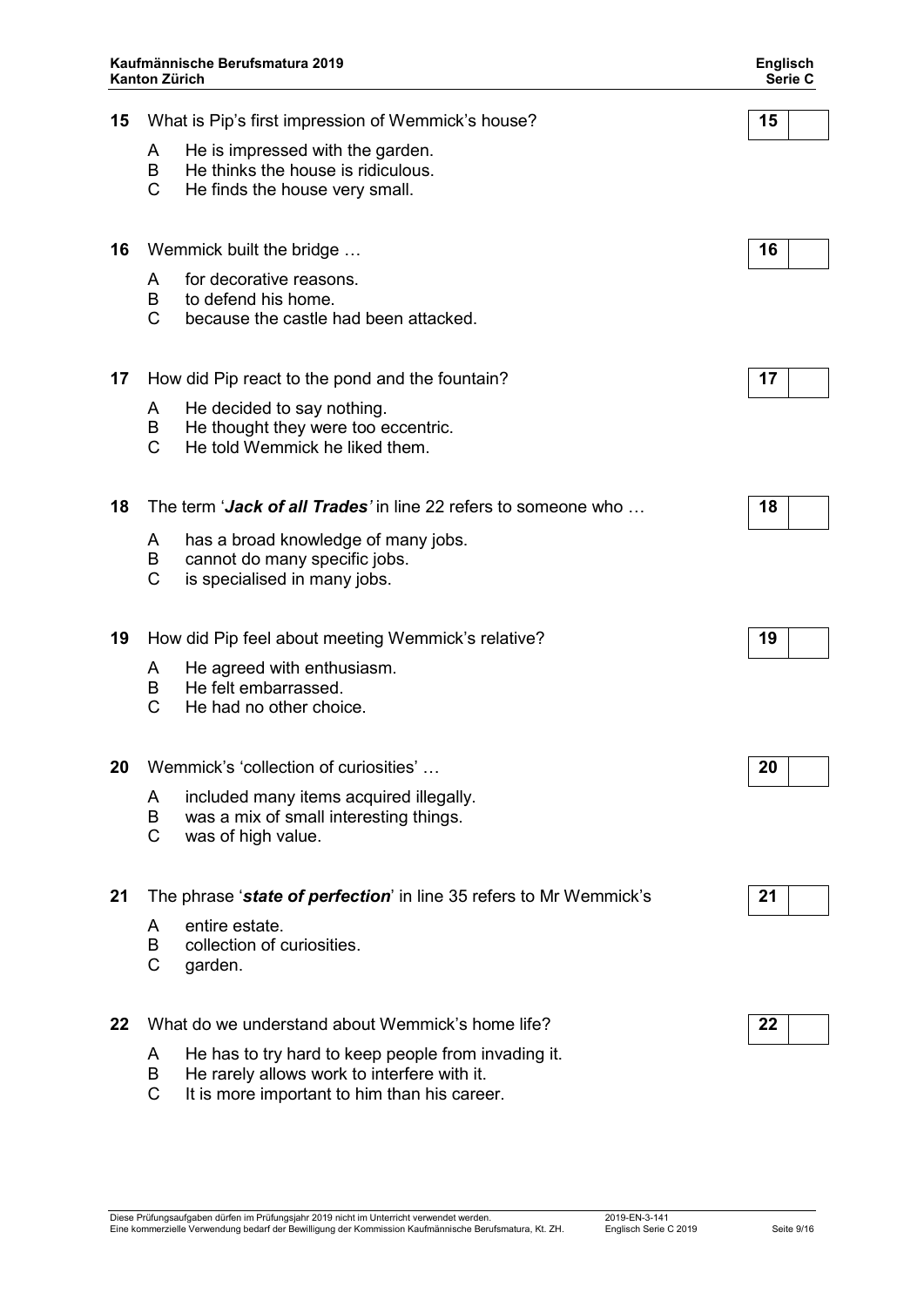**15** What is Pip's first impression of Wemmick's house?

A He is impressed with the garden.
B He thinks the house is ridiculous.
C He finds the house very small.

| 15 | |
|---|---|

**16** Wemmick built the bridge …

A for decorative reasons.
B to defend his home.
C because the castle had been attacked.

| 16 | |
|---|---|

**17** How did Pip react to the pond and the fountain?

A He decided to say nothing.
B He thought they were too eccentric.
C He told Wemmick he liked them.

| 17 | |
|---|---|

**18** The term '***Jack of all Trades'*** in line 22 refers to someone who …

A has a broad knowledge of many jobs.
B cannot do many specific jobs.
C is specialised in many jobs.

| 18 | |
|---|---|

**19** How did Pip feel about meeting Wemmick's relative?

A He agreed with enthusiasm.
B He felt embarrassed.
C He had no other choice.

| 19 | |
|---|---|

**20** Wemmick's 'collection of curiosities' …

A included many items acquired illegally.
B was a mix of small interesting things.
C was of high value.

| 20 | |
|---|---|

**21** The phrase '***state of perfection***' in line 35 refers to Mr Wemmick's

A entire estate.
B collection of curiosities.
C garden.

| 21 | |
|---|---|

**22** What do we understand about Wemmick's home life?

A He has to try hard to keep people from invading it.
B He rarely allows work to interfere with it.
C It is more important to him than his career.

| 22 | |
|---|---|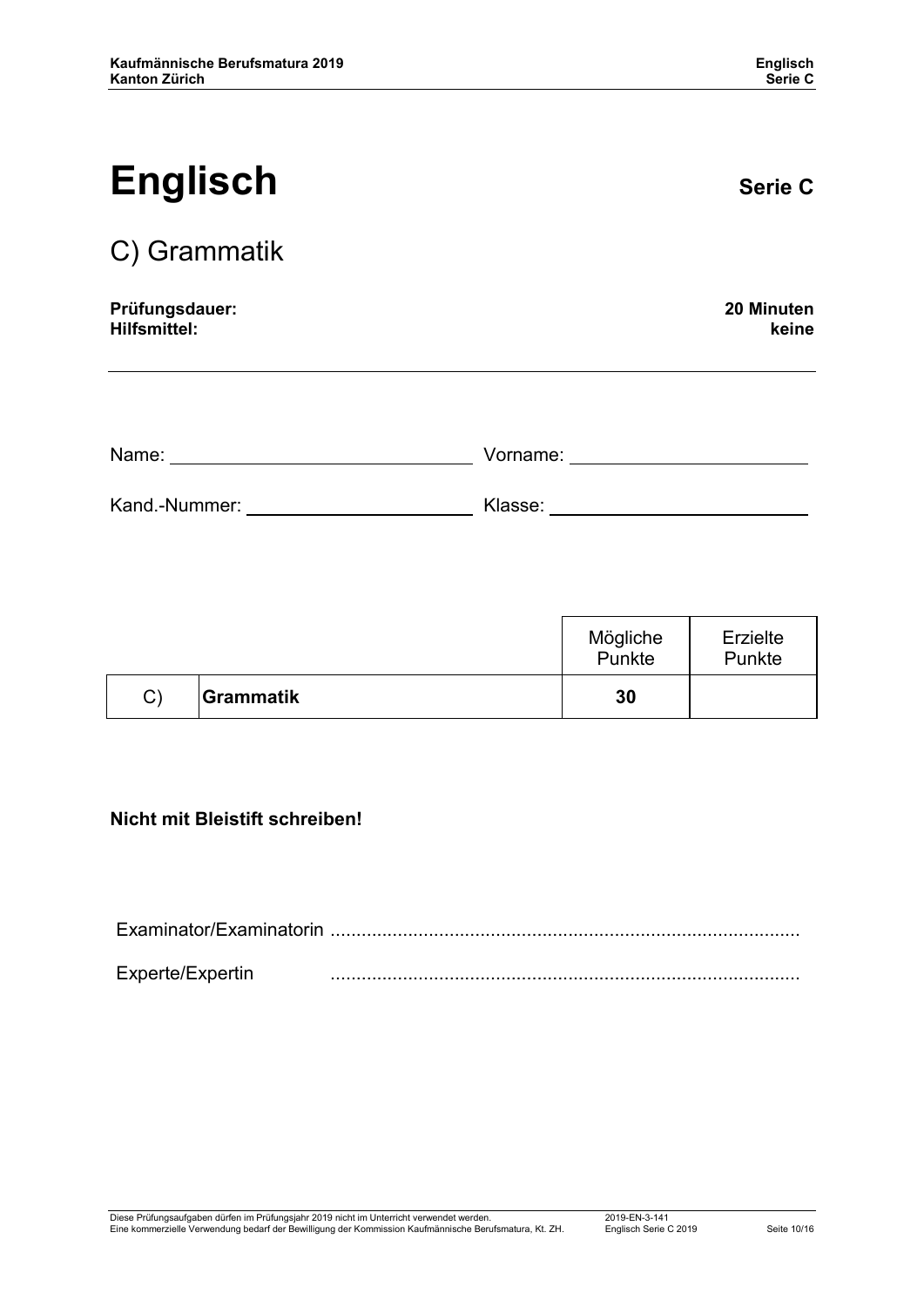# Englisch

**Serie C**

## C) Grammatik

| | |
|---|---|
| **Prüfungsdauer:** | **20 Minuten** |
| **Hilfsmittel:** | **keine** |

Name: ______________________________ Vorname: ______________________________

Kand.-Nummer: ______________________________ Klasse: ______________________________

| | | Mögliche Punkte | Erzielte Punkte |
|---|---|---|---|
| C) | **Grammatik** | **30** | |

**Nicht mit Bleistift schreiben!**

Examinator/Examinatorin ..........................................................................................

Experte/Expertin ..........................................................................................

Diese Prüfungsaufgaben dürfen im Prüfungsjahr 2019 nicht im Unterricht verwendet werden.
Eine kommerzielle Verwendung bedarf der Bewilligung der Kommission Kaufmännische Berufsmatura, Kt. ZH.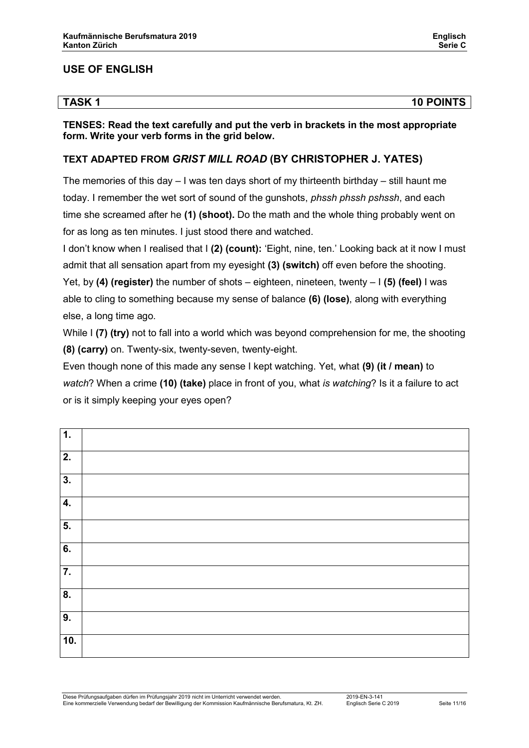## USE OF ENGLISH

| TASK 1 | 10 POINTS |
|---|---|

**TENSES: Read the text carefully and put the verb in brackets in the most appropriate form. Write your verb forms in the grid below.**

### TEXT ADAPTED FROM *GRIST MILL ROAD* (BY CHRISTOPHER J. YATES)

The memories of this day – I was ten days short of my thirteenth birthday – still haunt me today. I remember the wet sort of sound of the gunshots, *phssh phssh pshssh*, and each time she screamed after he **(1) (shoot).** Do the math and the whole thing probably went on for as long as ten minutes. I just stood there and watched.

I don't know when I realised that I **(2) (count):** 'Eight, nine, ten.' Looking back at it now I must admit that all sensation apart from my eyesight **(3) (switch)** off even before the shooting. Yet, by **(4) (register)** the number of shots – eighteen, nineteen, twenty – I **(5) (feel)** I was able to cling to something because my sense of balance **(6) (lose)**, along with everything else, a long time ago.

While I **(7) (try)** not to fall into a world which was beyond comprehension for me, the shooting **(8) (carry)** on. Twenty-six, twenty-seven, twenty-eight.

Even though none of this made any sense I kept watching. Yet, what **(9) (it / mean)** to *watch*? When a crime **(10) (take)** place in front of you, what *is watching*? Is it a failure to act or is it simply keeping your eyes open?

| | |
|---|---|
| **1.** | |
| **2.** | |
| **3.** | |
| **4.** | |
| **5.** | |
| **6.** | |
| **7.** | |
| **8.** | |
| **9.** | |
| **10.** | |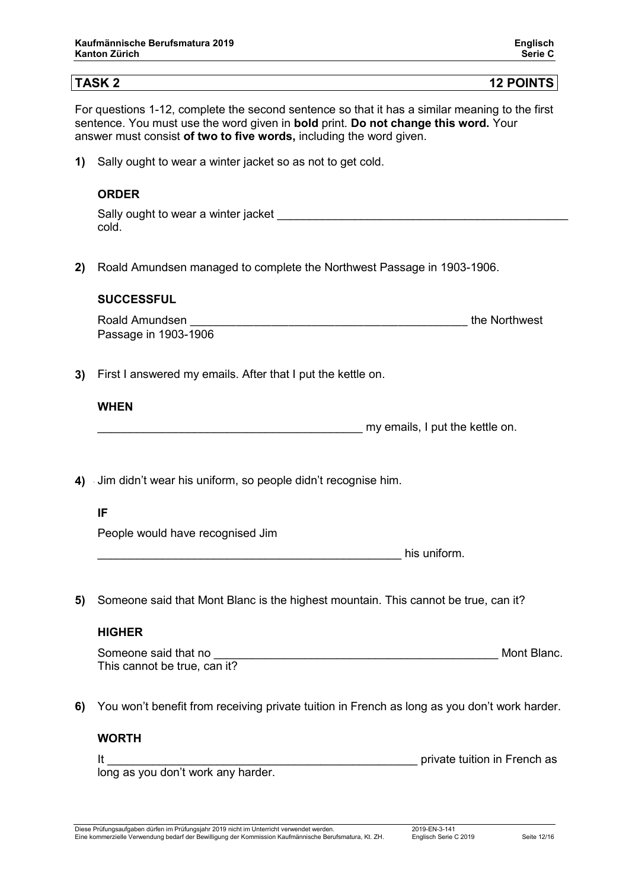**TASK 2** **12 POINTS**

For questions 1-12, complete the second sentence so that it has a similar meaning to the first sentence. You must use the word given in **bold** print. **Do not change this word.** Your answer must consist **of two to five words,** including the word given.

**1)** Sally ought to wear a winter jacket so as not to get cold.

**ORDER**

Sally ought to wear a winter jacket _______________________________________________ cold.

**2)** Roald Amundsen managed to complete the Northwest Passage in 1903-1906.

**SUCCESSFUL**

Roald Amundsen ____________________________________________ the Northwest Passage in 1903-1906

**3)** First I answered my emails. After that I put the kettle on.

**WHEN**

__________________________________________ my emails, I put the kettle on.

**4)** Jim didn't wear his uniform, so people didn't recognise him.

**IF**

People would have recognised Jim

_________________________________________________ his uniform.

**5)** Someone said that Mont Blanc is the highest mountain. This cannot be true, can it?

**HIGHER**

Someone said that no _____________________________________________ Mont Blanc. This cannot be true, can it?

**6)** You won't benefit from receiving private tuition in French as long as you don't work harder.

**WORTH**

It _________________________________________________ private tuition in French as long as you don't work any harder.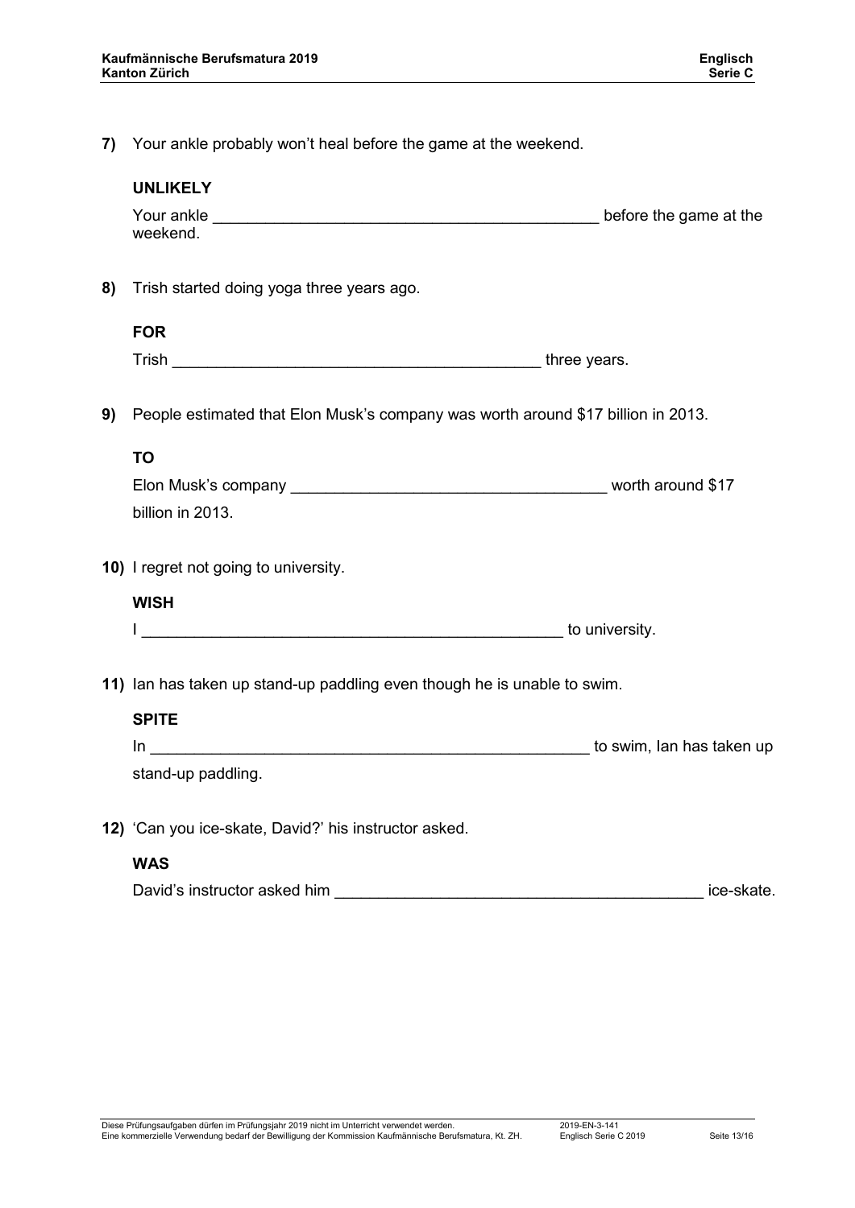**7)** Your ankle probably won't heal before the game at the weekend.

**UNLIKELY**

Your ankle ____________________________________________ before the game at the weekend.

**8)** Trish started doing yoga three years ago.

**FOR**

Trish ____________________________________________ three years.

**9)** People estimated that Elon Musk's company was worth around $17 billion in 2013.

**TO**

Elon Musk's company ____________________________________ worth around $17 billion in 2013.

**10)** I regret not going to university.

**WISH**

I __________________________________________________ to university.

**11)** Ian has taken up stand-up paddling even though he is unable to swim.

**SPITE**

In ____________________________________________________ to swim, Ian has taken up stand-up paddling.

**12)** 'Can you ice-skate, David?' his instructor asked.

**WAS**

David's instructor asked him ___________________________________________ ice-skate.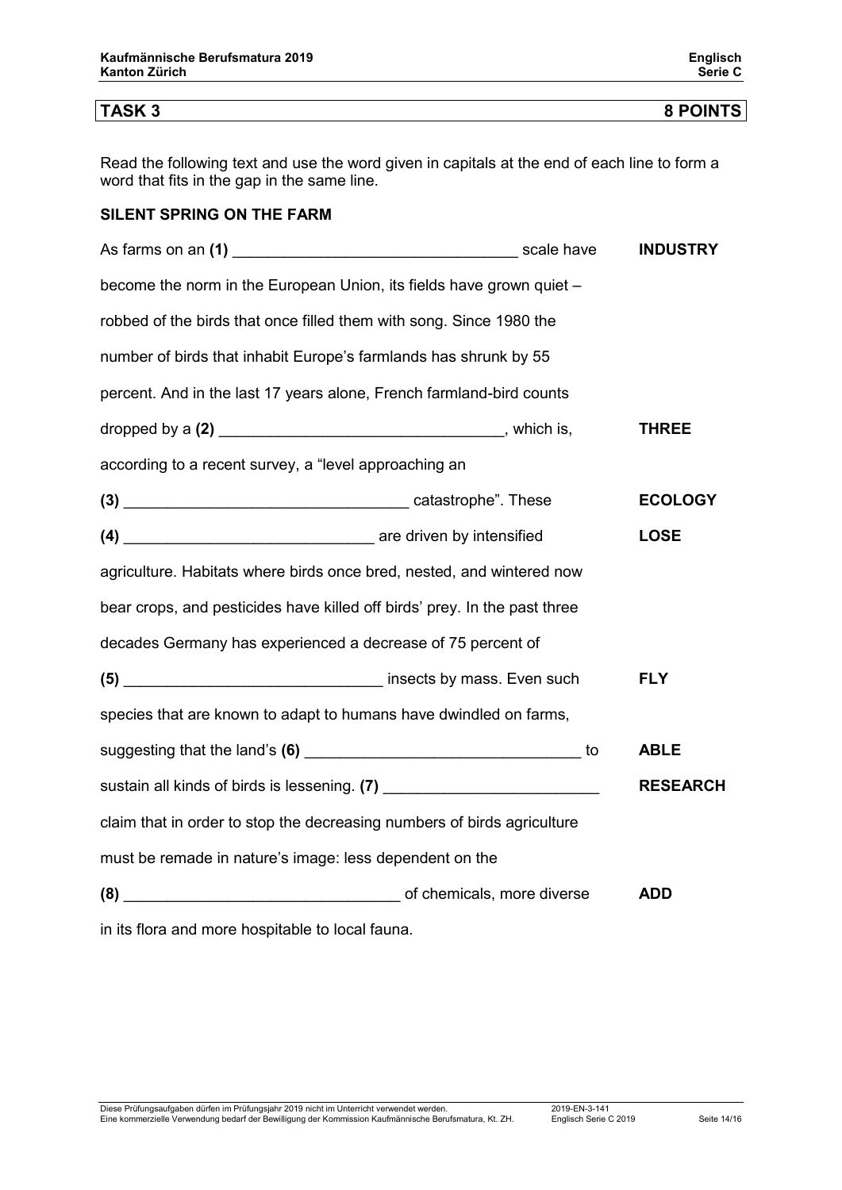| **TASK 3** | **8 POINTS** |
|---|---|

Read the following text and use the word given in capitals at the end of each line to form a word that fits in the gap in the same line.

**SILENT SPRING ON THE FARM**

| | |
|---|---|
| As farms on an **(1)** ________________________________ scale have | **INDUSTRY** |
| become the norm in the European Union, its fields have grown quiet – | |
| robbed of the birds that once filled them with song. Since 1980 the | |
| number of birds that inhabit Europe's farmlands has shrunk by 55 | |
| percent. And in the last 17 years alone, French farmland-bird counts | |
| dropped by a **(2)** ________________________________, which is, | **THREE** |
| according to a recent survey, a "level approaching an | |
| **(3)** ________________________________ catastrophe". These | **ECOLOGY** |
| **(4)** ____________________________ are driven by intensified | **LOSE** |
| agriculture. Habitats where birds once bred, nested, and wintered now | |
| bear crops, and pesticides have killed off birds' prey. In the past three | |
| decades Germany has experienced a decrease of 75 percent of | |
| **(5)** _____________________________ insects by mass. Even such | **FLY** |
| species that are known to adapt to humans have dwindled on farms, | |
| suggesting that the land's **(6)** ________________________________ to | **ABLE** |
| sustain all kinds of birds is lessening. **(7)** ________________________ | **RESEARCH** |
| claim that in order to stop the decreasing numbers of birds agriculture | |
| must be remade in nature's image: less dependent on the | |
| **(8)** _______________________________ of chemicals, more diverse | **ADD** |
| in its flora and more hospitable to local fauna. | |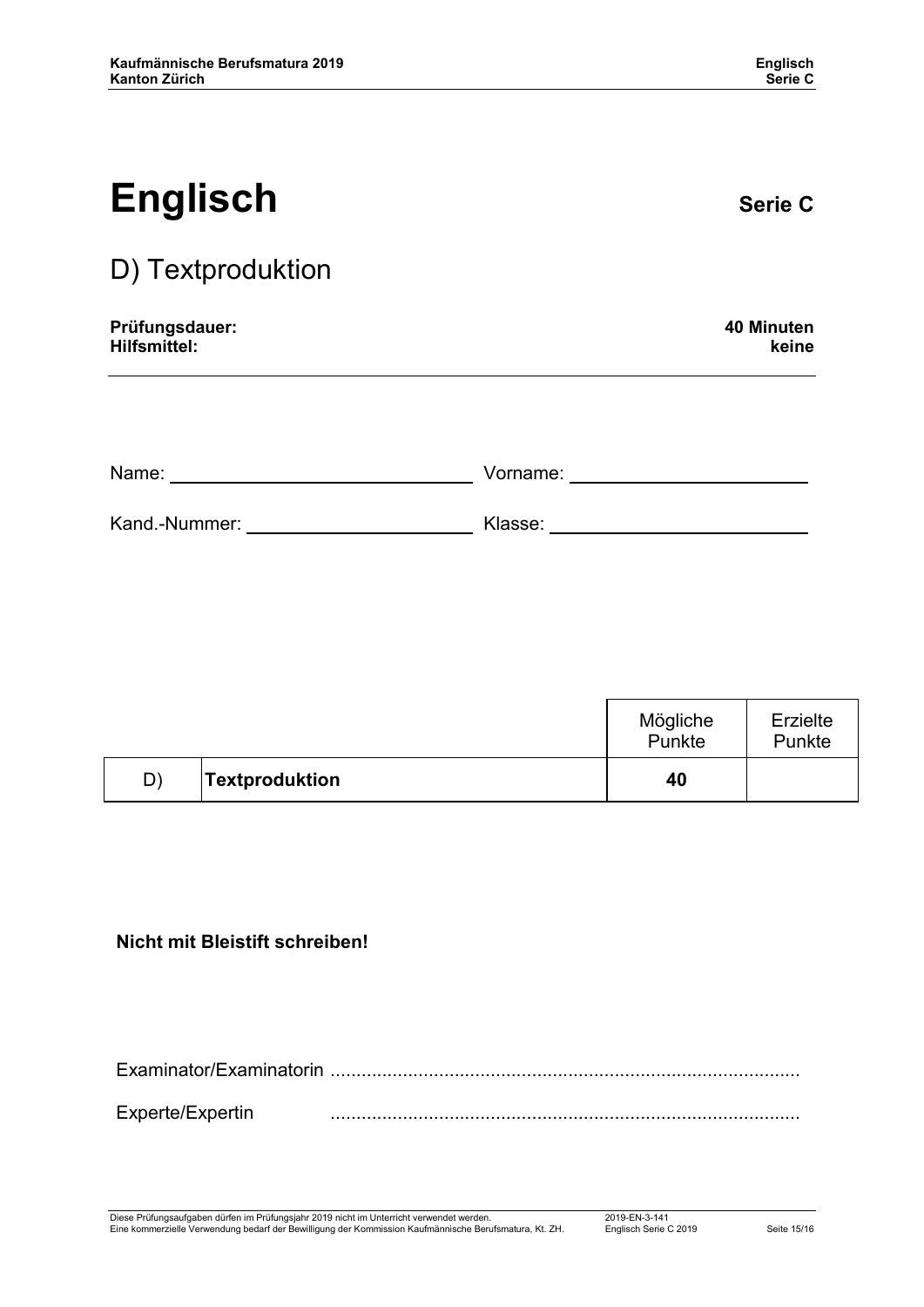# Englisch

**Serie C**

## D) Textproduktion

**Prüfungsdauer:** **40 Minuten**
**Hilfsmittel:** **keine**

Name: ______________________________ Vorname: ______________________________

Kand.-Nummer: ______________________________ Klasse: ______________________________

| | | Mögliche Punkte | Erzielte Punkte |
|---|---|---|---|
| D) | **Textproduktion** | **40** | |

**Nicht mit Bleistift schreiben!**

Examinator/Examinatorin ..........................................................................................

Experte/Expertin ..........................................................................................

Diese Prüfungsaufgaben dürfen im Prüfungsjahr 2019 nicht im Unterricht verwendet werden.
Eine kommerzielle Verwendung bedarf der Bewilligung der Kommission Kaufmännische Berufsmatura, Kt. ZH.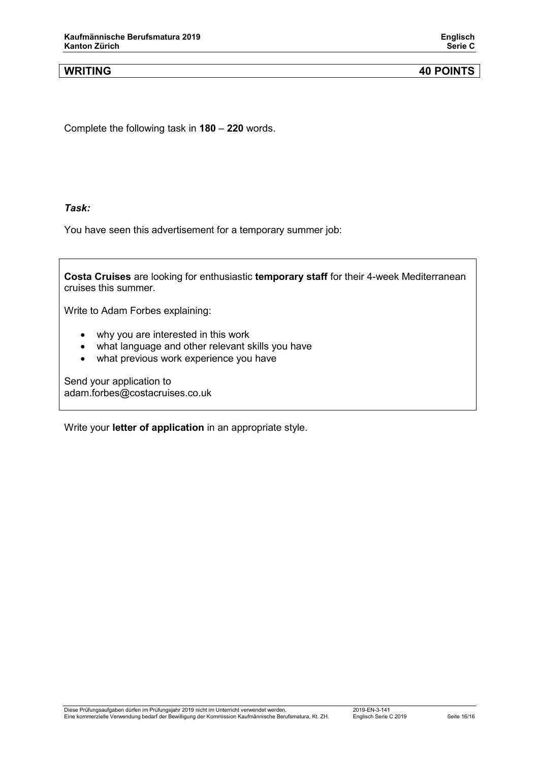## WRITING — 40 POINTS

Complete the following task in **180** – **220** words.

***Task:***

You have seen this advertisement for a temporary summer job:

> **Costa Cruises** are looking for enthusiastic **temporary staff** for their 4-week Mediterranean cruises this summer.
>
> Write to Adam Forbes explaining:
>
> - why you are interested in this work
> - what language and other relevant skills you have
> - what previous work experience you have
>
> Send your application to
> adam.forbes@costacruises.co.uk

Write your **letter of application** in an appropriate style.

Diese Prüfungsaufgaben dürfen im Prüfungsjahr 2019 nicht im Unterricht verwendet werden.
Eine kommerzielle Verwendung bedarf der Bewilligung der Kommission Kaufmännische Berufsmatura, Kt. ZH.